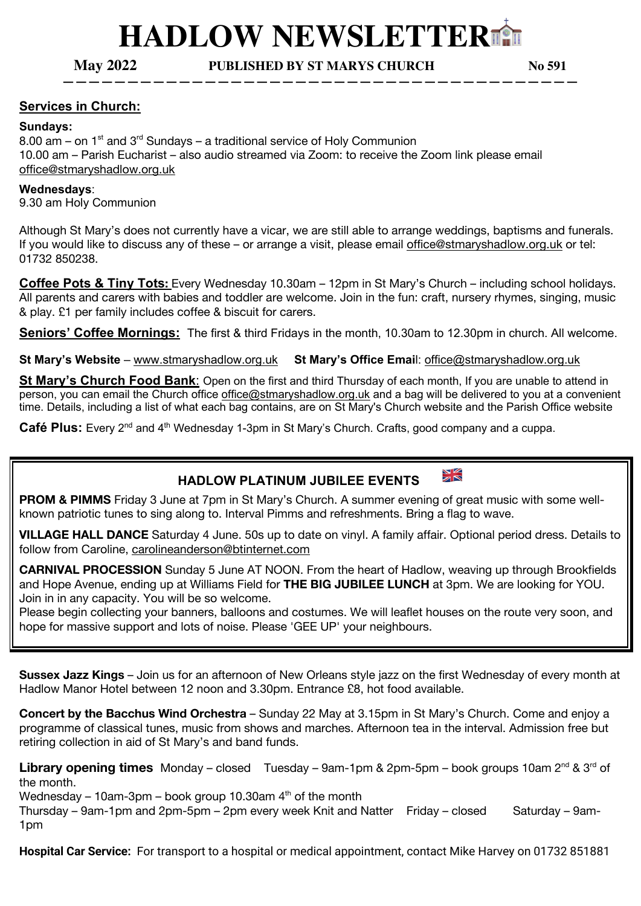# HADLOW NEWSLETTER

**May 2022** **PUBLISHED BY ST MARYS CHURCH** **No 591**

## Services in Church:

**Sundays:**

8.00 am – on 1st and 3rd Sundays – a traditional service of Holy Communion
10.00 am – Parish Eucharist – also audio streamed via Zoom: to receive the Zoom link please email office@stmaryshadlow.org.uk

**Wednesdays**:
9.30 am Holy Communion

Although St Mary's does not currently have a vicar, we are still able to arrange weddings, baptisms and funerals. If you would like to discuss any of these – or arrange a visit, please email office@stmaryshadlow.org.uk or tel: 01732 850238.

**Coffee Pots & Tiny Tots:** Every Wednesday 10.30am – 12pm in St Mary's Church – including school holidays. All parents and carers with babies and toddler are welcome. Join in the fun: craft, nursery rhymes, singing, music & play. £1 per family includes coffee & biscuit for carers.

**Seniors' Coffee Mornings:** The first & third Fridays in the month, 10.30am to 12.30pm in church. All welcome.

**St Mary's Website** – www.stmaryshadlow.org.uk **St Mary's Office Email**: office@stmaryshadlow.org.uk

**St Mary's Church Food Bank**: Open on the first and third Thursday of each month, If you are unable to attend in person, you can email the Church office office@stmaryshadlow.org.uk and a bag will be delivered to you at a convenient time. Details, including a list of what each bag contains, are on St Mary's Church website and the Parish Office website

**Café Plus:** Every 2nd and 4th Wednesday 1-3pm in St Mary's Church. Crafts, good company and a cuppa.

### HADLOW PLATINUM JUBILEE EVENTS

**PROM & PIMMS** Friday 3 June at 7pm in St Mary's Church. A summer evening of great music with some well-known patriotic tunes to sing along to. Interval Pimms and refreshments. Bring a flag to wave.

**VILLAGE HALL DANCE** Saturday 4 June. 50s up to date on vinyl. A family affair. Optional period dress. Details to follow from Caroline, carolineanderson@btinternet.com

**CARNIVAL PROCESSION** Sunday 5 June AT NOON. From the heart of Hadlow, weaving up through Brookfields and Hope Avenue, ending up at Williams Field for **THE BIG JUBILEE LUNCH** at 3pm. We are looking for YOU. Join in in any capacity. You will be so welcome.
Please begin collecting your banners, balloons and costumes. We will leaflet houses on the route very soon, and hope for massive support and lots of noise. Please 'GEE UP' your neighbours.

**Sussex Jazz Kings** – Join us for an afternoon of New Orleans style jazz on the first Wednesday of every month at Hadlow Manor Hotel between 12 noon and 3.30pm. Entrance £8, hot food available.

**Concert by the Bacchus Wind Orchestra** – Sunday 22 May at 3.15pm in St Mary's Church. Come and enjoy a programme of classical tunes, music from shows and marches. Afternoon tea in the interval. Admission free but retiring collection in aid of St Mary's and band funds.

**Library opening times** Monday – closed Tuesday – 9am-1pm & 2pm-5pm – book groups 10am 2nd & 3rd of the month.
Wednesday – 10am-3pm – book group 10.30am 4th of the month
Thursday – 9am-1pm and 2pm-5pm – 2pm every week Knit and Natter Friday – closed Saturday – 9am-1pm

**Hospital Car Service:** For transport to a hospital or medical appointment, contact Mike Harvey on 01732 851881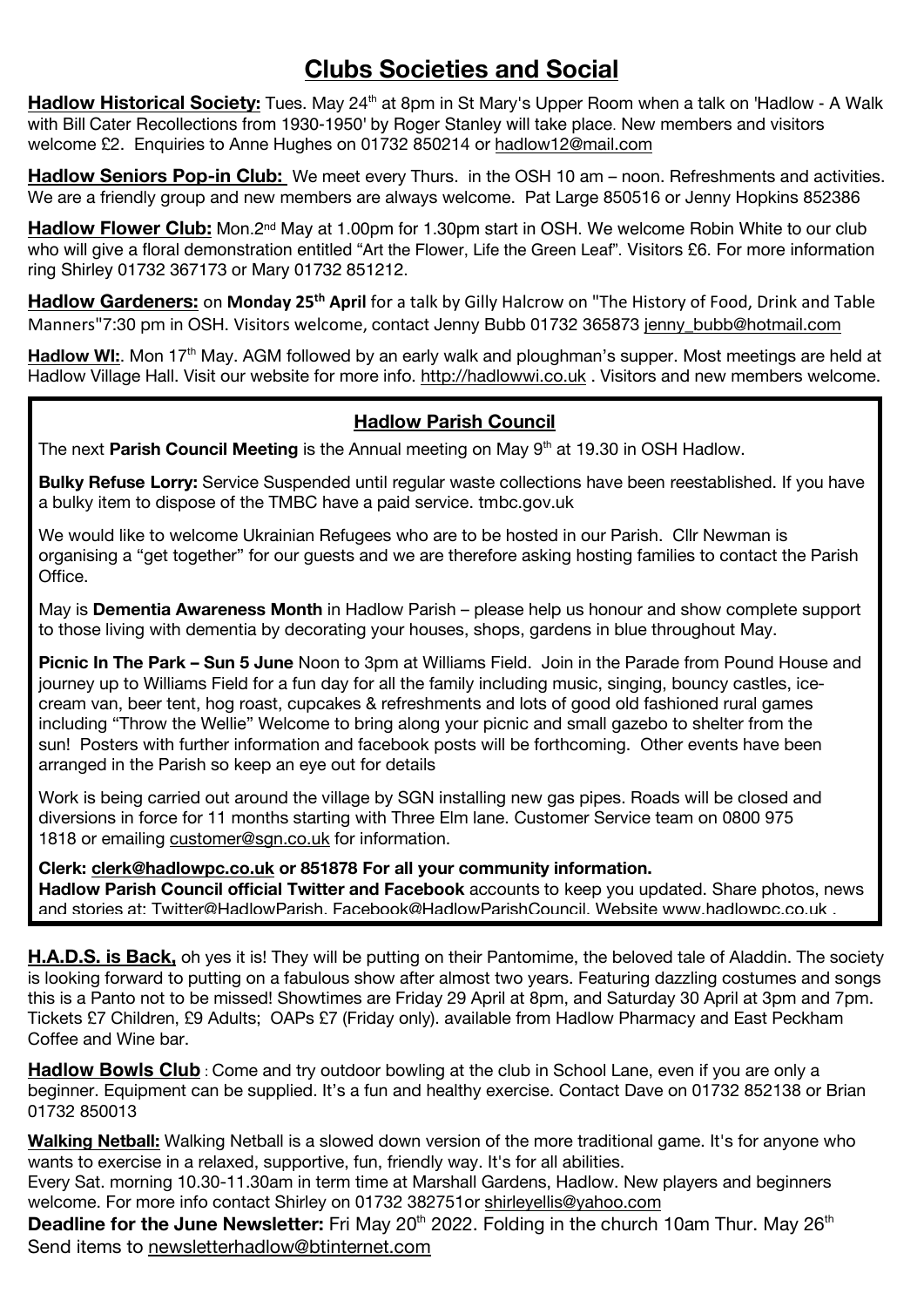# Clubs Societies and Social

**Hadlow Historical Society:** Tues. May 24th at 8pm in St Mary's Upper Room when a talk on 'Hadlow - A Walk with Bill Cater Recollections from 1930-1950' by Roger Stanley will take place. New members and visitors welcome £2. Enquiries to Anne Hughes on 01732 850214 or hadlow12@mail.com

**Hadlow Seniors Pop-in Club:** We meet every Thurs. in the OSH 10 am – noon. Refreshments and activities. We are a friendly group and new members are always welcome. Pat Large 850516 or Jenny Hopkins 852386

**Hadlow Flower Club:** Mon.2nd May at 1.00pm for 1.30pm start in OSH. We welcome Robin White to our club who will give a floral demonstration entitled "Art the Flower, Life the Green Leaf". Visitors £6. For more information ring Shirley 01732 367173 or Mary 01732 851212.

**Hadlow Gardeners:** on **Monday 25th April** for a talk by Gilly Halcrow on "The History of Food, Drink and Table Manners"7:30 pm in OSH. Visitors welcome, contact Jenny Bubb 01732 365873 jenny_bubb@hotmail.com

**Hadlow WI:**. Mon 17th May. AGM followed by an early walk and ploughman's supper. Most meetings are held at Hadlow Village Hall. Visit our website for more info. http://hadlowwi.co.uk . Visitors and new members welcome.

## Hadlow Parish Council

The next **Parish Council Meeting** is the Annual meeting on May 9th at 19.30 in OSH Hadlow.

**Bulky Refuse Lorry:** Service Suspended until regular waste collections have been reestablished. If you have a bulky item to dispose of the TMBC have a paid service. tmbc.gov.uk

We would like to welcome Ukrainian Refugees who are to be hosted in our Parish. Cllr Newman is organising a "get together" for our guests and we are therefore asking hosting families to contact the Parish Office.

May is **Dementia Awareness Month** in Hadlow Parish – please help us honour and show complete support to those living with dementia by decorating your houses, shops, gardens in blue throughout May.

**Picnic In The Park – Sun 5 June** Noon to 3pm at Williams Field. Join in the Parade from Pound House and journey up to Williams Field for a fun day for all the family including music, singing, bouncy castles, ice-cream van, beer tent, hog roast, cupcakes & refreshments and lots of good old fashioned rural games including "Throw the Wellie" Welcome to bring along your picnic and small gazebo to shelter from the sun! Posters with further information and facebook posts will be forthcoming. Other events have been arranged in the Parish so keep an eye out for details

Work is being carried out around the village by SGN installing new gas pipes. Roads will be closed and diversions in force for 11 months starting with Three Elm lane. Customer Service team on 0800 975 1818 or emailing customer@sgn.co.uk for information.

**Clerk: clerk@hadlowpc.co.uk or 851878 For all your community information.**
**Hadlow Parish Council official Twitter and Facebook** accounts to keep you updated. Share photos, news and stories at: Twitter@HadlowParish, Facebook@HadlowParishCouncil, Website www.hadlowpc.co.uk .

**H.A.D.S. is Back,** oh yes it is! They will be putting on their Pantomime, the beloved tale of Aladdin. The society is looking forward to putting on a fabulous show after almost two years. Featuring dazzling costumes and songs this is a Panto not to be missed! Showtimes are Friday 29 April at 8pm, and Saturday 30 April at 3pm and 7pm. Tickets £7 Children, £9 Adults; OAPs £7 (Friday only). available from Hadlow Pharmacy and East Peckham Coffee and Wine bar.

**Hadlow Bowls Club** : Come and try outdoor bowling at the club in School Lane, even if you are only a beginner. Equipment can be supplied. It's a fun and healthy exercise. Contact Dave on 01732 852138 or Brian 01732 850013

**Walking Netball:** Walking Netball is a slowed down version of the more traditional game. It's for anyone who wants to exercise in a relaxed, supportive, fun, friendly way. It's for all abilities.
Every Sat. morning 10.30-11.30am in term time at Marshall Gardens, Hadlow. New players and beginners welcome. For more info contact Shirley on 01732 382751or shirleyellis@yahoo.com

**Deadline for the June Newsletter:** Fri May 20th 2022. Folding in the church 10am Thur. May 26th
Send items to newsletterhadlow@btinternet.com